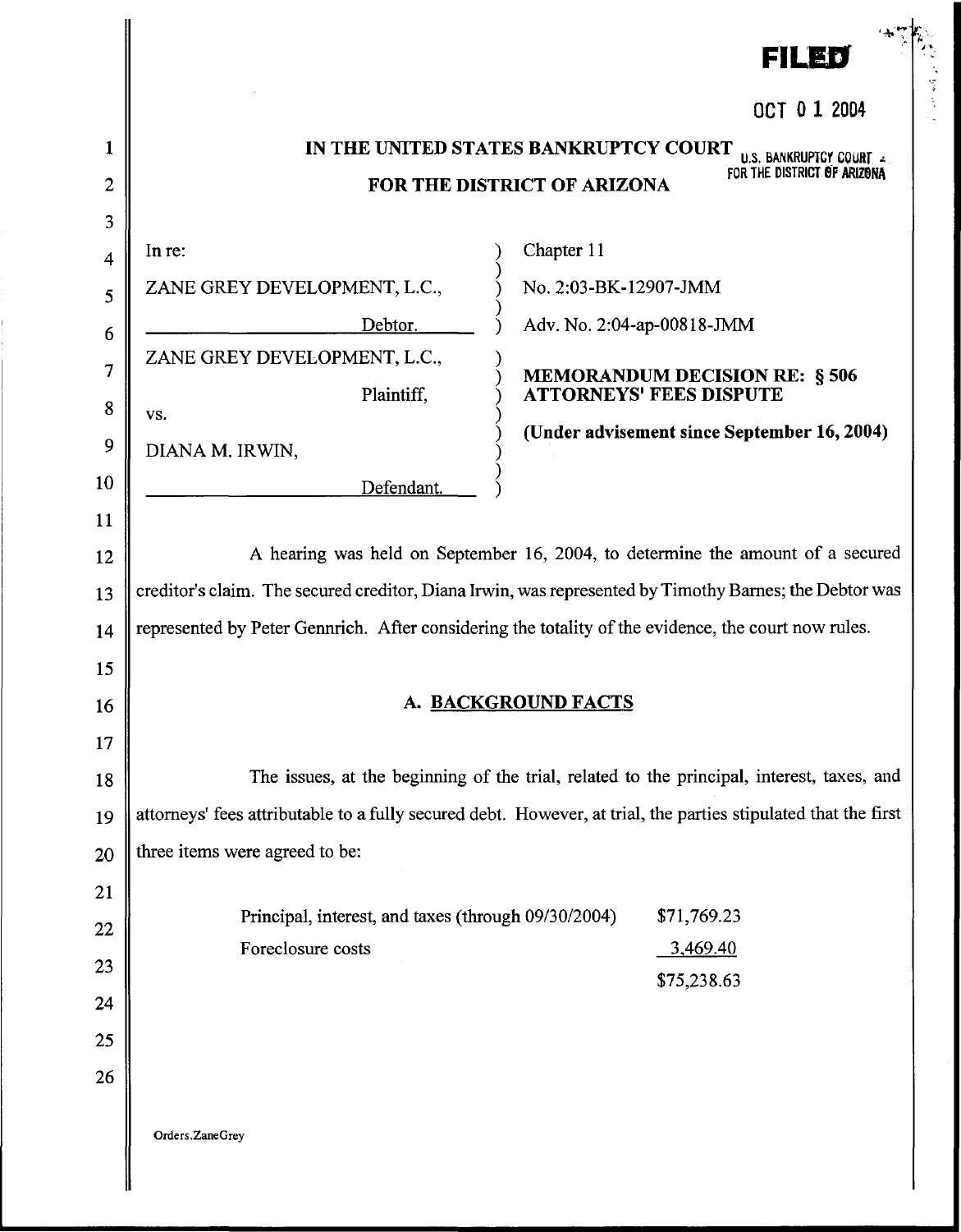FILED

OCT 01 2004

U.S. BANKRUPTCY COURT FOR THE DISTRICT OF ARIZONA

# IN THE UNITED STATES BANKRUPTCY COURT
# FOR THE DISTRICT OF ARIZONA

| | | |
|---|---|---|
| In re: | ) | Chapter 11 |
| ZANE GREY DEVELOPMENT, L.C., | ) | No. 2:03-BK-12907-JMM |
| Debtor. | ) | Adv. No. 2:04-ap-00818-JMM |
| ZANE GREY DEVELOPMENT, L.C., | ) | |
| Plaintiff, | ) | **MEMORANDUM DECISION RE: § 506 ATTORNEYS' FEES DISPUTE** |
| vs. | ) | |
| DIANA M. IRWIN, | ) | **(Under advisement since September 16, 2004)** |
| Defendant. | ) | |

A hearing was held on September 16, 2004, to determine the amount of a secured creditor's claim. The secured creditor, Diana Irwin, was represented by Timothy Barnes; the Debtor was represented by Peter Gennrich. After considering the totality of the evidence, the court now rules.

## A. BACKGROUND FACTS

The issues, at the beginning of the trial, related to the principal, interest, taxes, and attorneys' fees attributable to a fully secured debt. However, at trial, the parties stipulated that the first three items were agreed to be:

| | |
|---|---|
| Principal, interest, and taxes (through 09/30/2004) | $71,769.23 |
| Foreclosure costs | 3,469.40 |
| | $75,238.63 |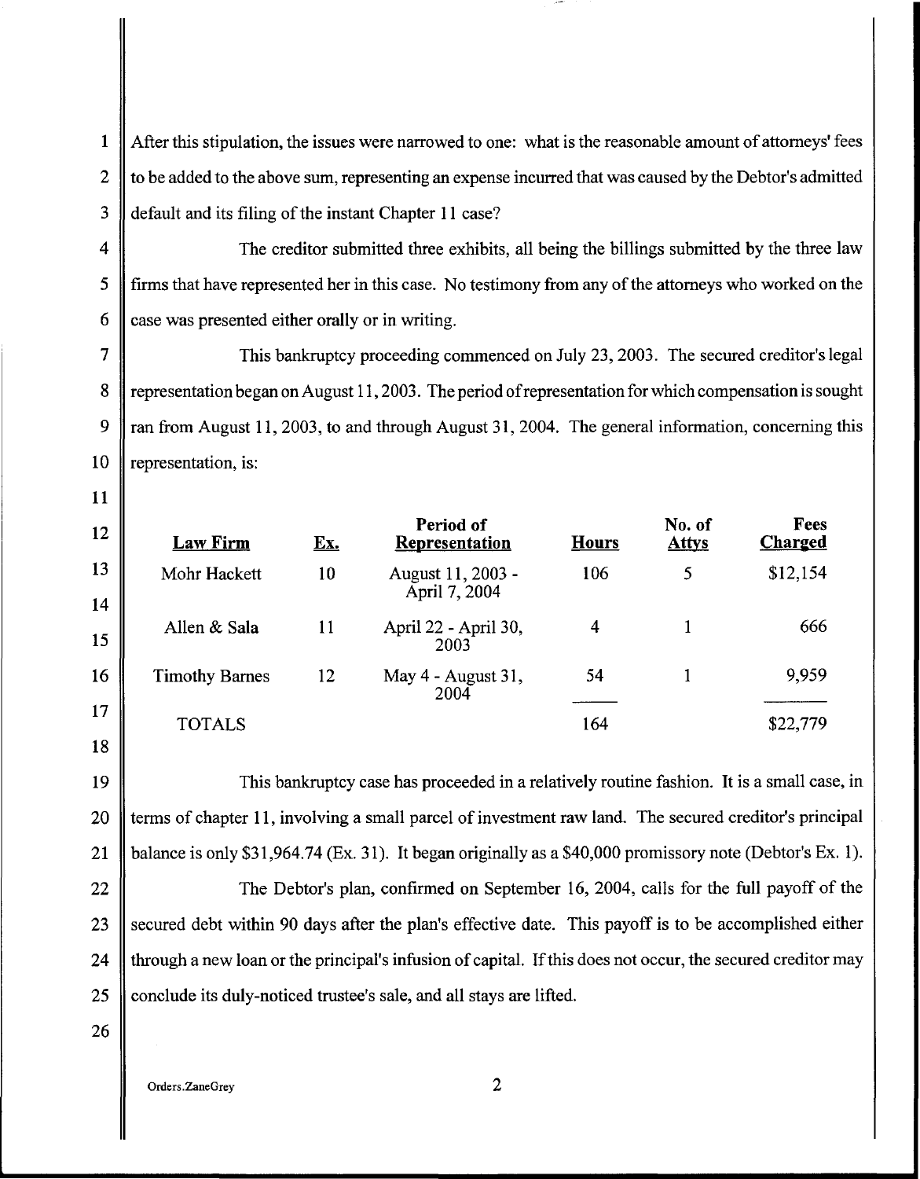After this stipulation, the issues were narrowed to one: what is the reasonable amount of attorneys' fees to be added to the above sum, representing an expense incurred that was caused by the Debtor's admitted default and its filing of the instant Chapter 11 case?

The creditor submitted three exhibits, all being the billings submitted by the three law firms that have represented her in this case. No testimony from any of the attorneys who worked on the case was presented either orally or in writing.

This bankruptcy proceeding commenced on July 23, 2003. The secured creditor's legal representation began on August 11, 2003. The period of representation for which compensation is sought ran from August 11, 2003, to and through August 31, 2004. The general information, concerning this representation, is:

| Law Firm | Ex. | Period of Representation | Hours | No. of Attys | Fees Charged |
|---|---|---|---|---|---|
| Mohr Hackett | 10 | August 11, 2003 - April 7, 2004 | 106 | 5 | $12,154 |
| Allen & Sala | 11 | April 22 - April 30, 2003 | 4 | 1 | 666 |
| Timothy Barnes | 12 | May 4 - August 31, 2004 | 54 | 1 | 9,959 |
| TOTALS | | | 164 | | $22,779 |

This bankruptcy case has proceeded in a relatively routine fashion. It is a small case, in terms of chapter 11, involving a small parcel of investment raw land. The secured creditor's principal balance is only $31,964.74 (Ex. 31). It began originally as a $40,000 promissory note (Debtor's Ex. 1).

The Debtor's plan, confirmed on September 16, 2004, calls for the full payoff of the secured debt within 90 days after the plan's effective date. This payoff is to be accomplished either through a new loan or the principal's infusion of capital. If this does not occur, the secured creditor may conclude its duly-noticed trustee's sale, and all stays are lifted.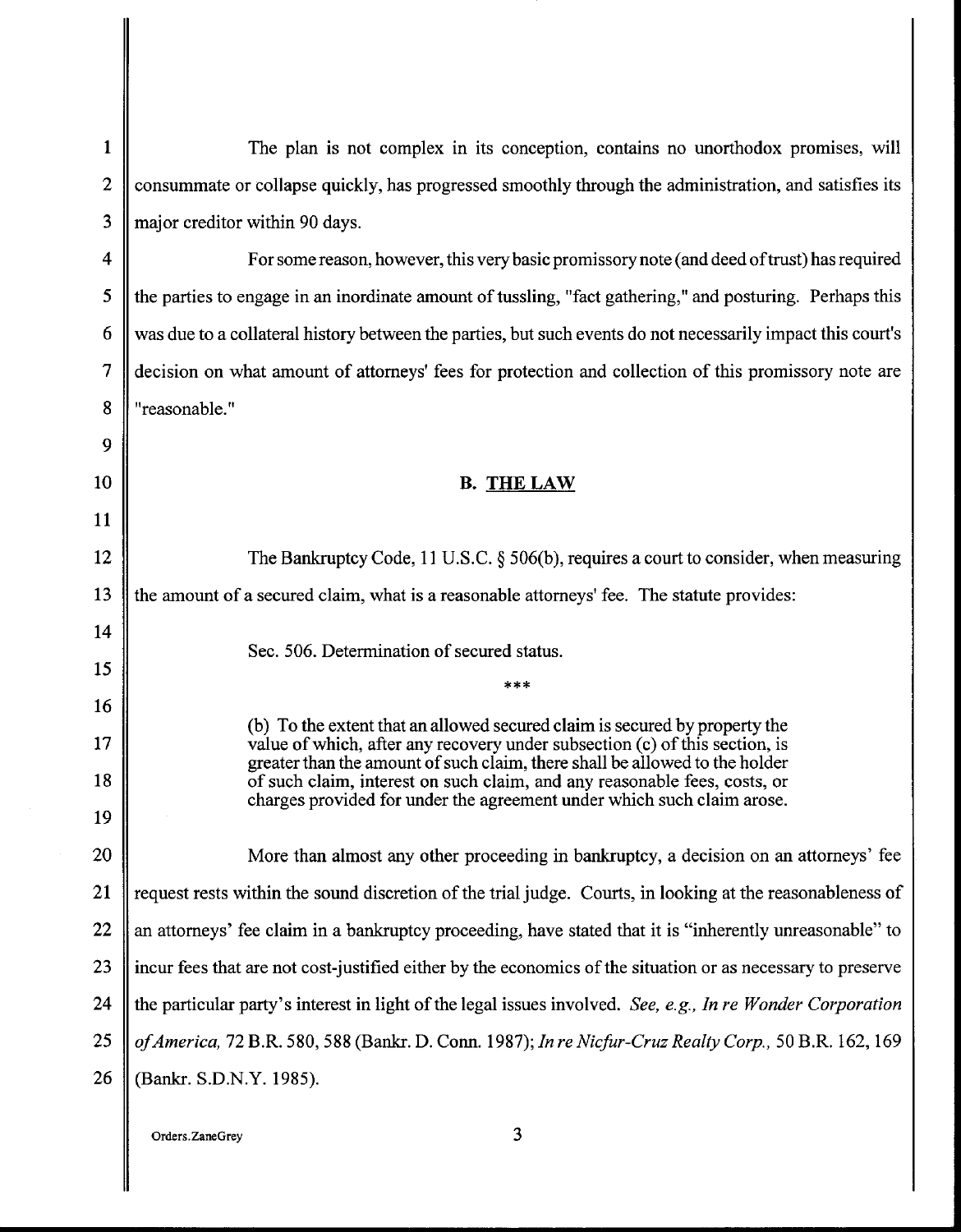The plan is not complex in its conception, contains no unorthodox promises, will consummate or collapse quickly, has progressed smoothly through the administration, and satisfies its major creditor within 90 days.

For some reason, however, this very basic promissory note (and deed of trust) has required the parties to engage in an inordinate amount of tussling, "fact gathering," and posturing. Perhaps this was due to a collateral history between the parties, but such events do not necessarily impact this court's decision on what amount of attorneys' fees for protection and collection of this promissory note are "reasonable."

## B. THE LAW

The Bankruptcy Code, 11 U.S.C. § 506(b), requires a court to consider, when measuring the amount of a secured claim, what is a reasonable attorneys' fee. The statute provides:

> Sec. 506. Determination of secured status.
>
> \*\*\*
>
> (b) To the extent that an allowed secured claim is secured by property the value of which, after any recovery under subsection (c) of this section, is greater than the amount of such claim, there shall be allowed to the holder of such claim, interest on such claim, and any reasonable fees, costs, or charges provided for under the agreement under which such claim arose.

More than almost any other proceeding in bankruptcy, a decision on an attorneys' fee request rests within the sound discretion of the trial judge. Courts, in looking at the reasonableness of an attorneys' fee claim in a bankruptcy proceeding, have stated that it is "inherently unreasonable" to incur fees that are not cost-justified either by the economics of the situation or as necessary to preserve the particular party's interest in light of the legal issues involved. *See, e.g., In re Wonder Corporation of America,* 72 B.R. 580, 588 (Bankr. D. Conn. 1987); *In re Nicfur-Cruz Realty Corp.,* 50 B.R. 162, 169 (Bankr. S.D.N.Y. 1985).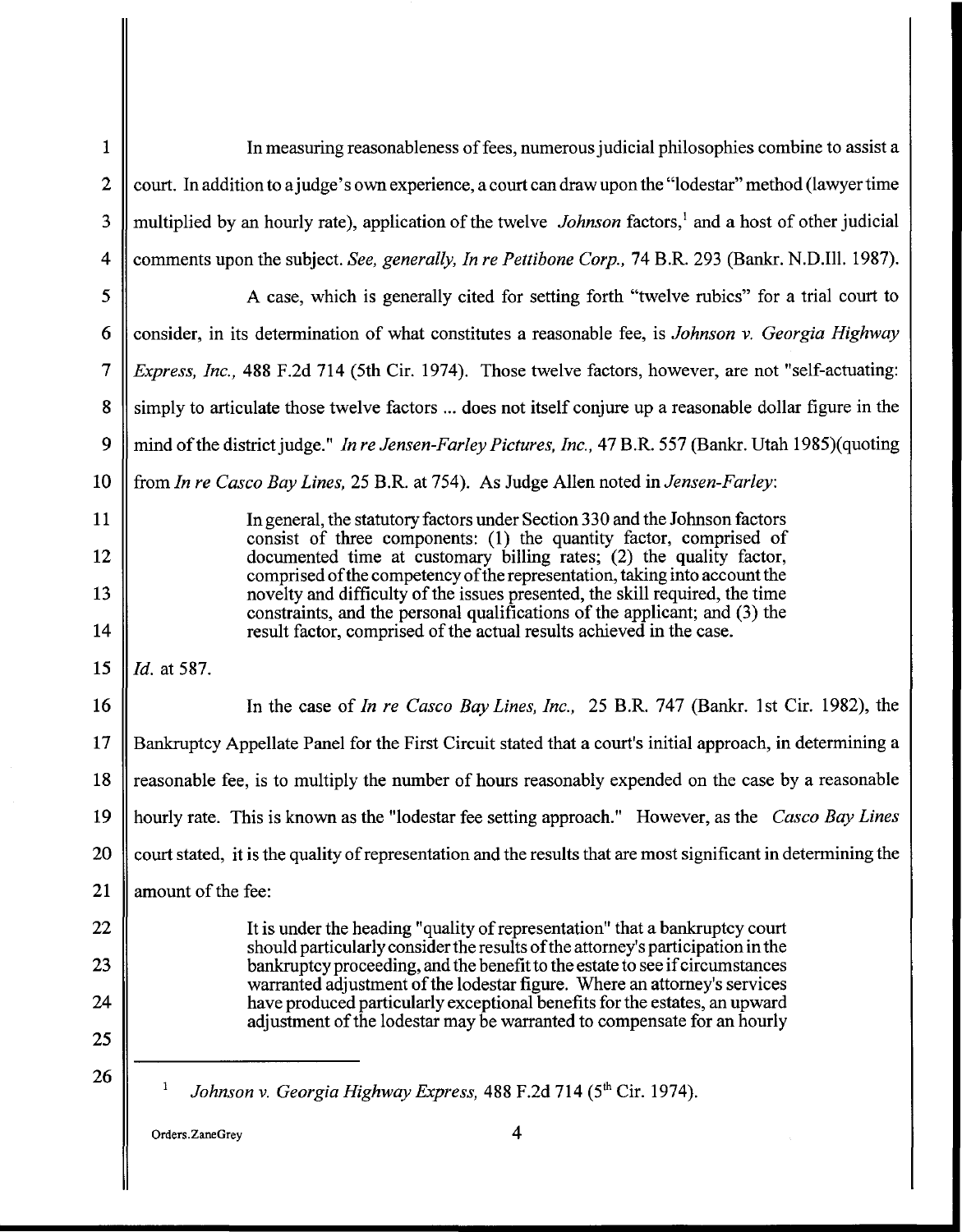In measuring reasonableness of fees, numerous judicial philosophies combine to assist a court. In addition to a judge's own experience, a court can draw upon the "lodestar" method (lawyer time multiplied by an hourly rate), application of the twelve *Johnson* factors,[1] and a host of other judicial comments upon the subject. *See, generally, In re Pettibone Corp.,* 74 B.R. 293 (Bankr. N.D.Ill. 1987).

A case, which is generally cited for setting forth "twelve rubics" for a trial court to consider, in its determination of what constitutes a reasonable fee, is *Johnson v. Georgia Highway Express, Inc.,* 488 F.2d 714 (5th Cir. 1974). Those twelve factors, however, are not "self-actuating: simply to articulate those twelve factors ... does not itself conjure up a reasonable dollar figure in the mind of the district judge." *In re Jensen-Farley Pictures, Inc.,* 47 B.R. 557 (Bankr. Utah 1985)(quoting from *In re Casco Bay Lines,* 25 B.R. at 754). As Judge Allen noted in *Jensen-Farley*:

> In general, the statutory factors under Section 330 and the Johnson factors consist of three components: (1) the quantity factor, comprised of documented time at customary billing rates; (2) the quality factor, comprised of the competency of the representation, taking into account the novelty and difficulty of the issues presented, the skill required, the time constraints, and the personal qualifications of the applicant; and (3) the result factor, comprised of the actual results achieved in the case.

*Id.* at 587.

In the case of *In re Casco Bay Lines, Inc.,* 25 B.R. 747 (Bankr. 1st Cir. 1982), the Bankruptcy Appellate Panel for the First Circuit stated that a court's initial approach, in determining a reasonable fee, is to multiply the number of hours reasonably expended on the case by a reasonable hourly rate. This is known as the "lodestar fee setting approach." However, as the *Casco Bay Lines* court stated, it is the quality of representation and the results that are most significant in determining the amount of the fee:

> It is under the heading "quality of representation" that a bankruptcy court should particularly consider the results of the attorney's participation in the bankruptcy proceeding, and the benefit to the estate to see if circumstances warranted adjustment of the lodestar figure. Where an attorney's services have produced particularly exceptional benefits for the estates, an upward adjustment of the lodestar may be warranted to compensate for an hourly

---

[1] *Johnson v. Georgia Highway Express,* 488 F.2d 714 (5th Cir. 1974).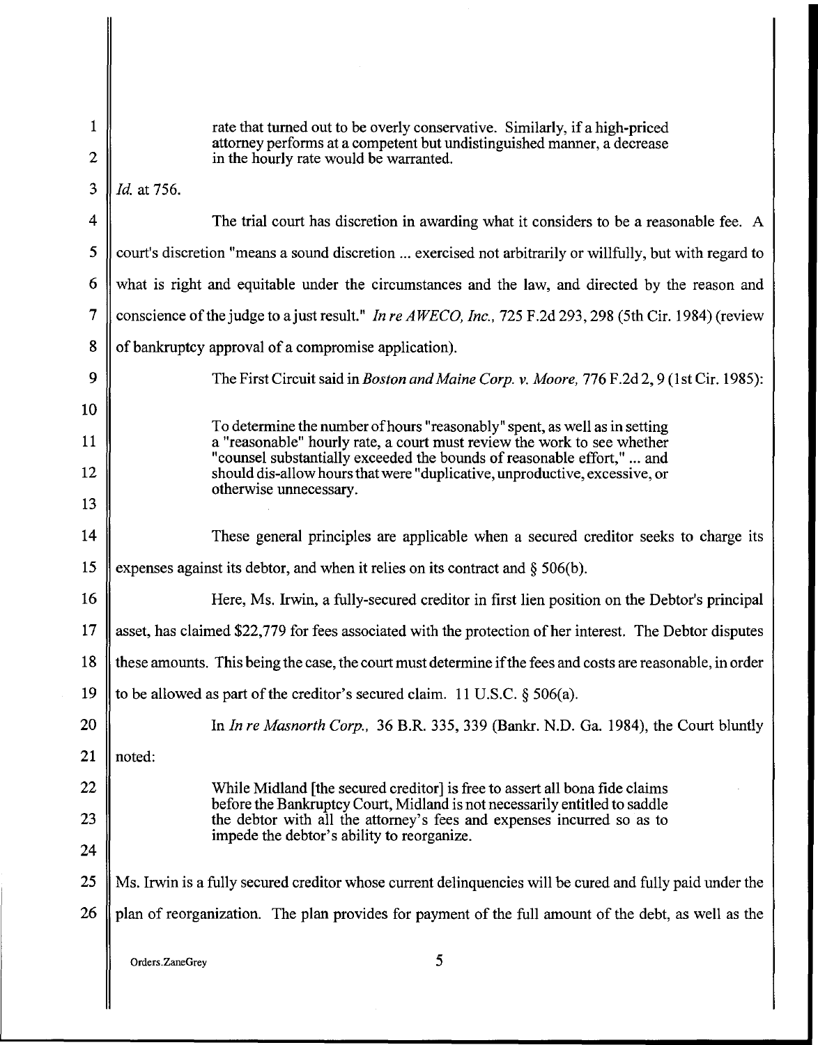> rate that turned out to be overly conservative. Similarly, if a high-priced attorney performs at a competent but undistinguished manner, a decrease in the hourly rate would be warranted.

*Id.* at 756.

The trial court has discretion in awarding what it considers to be a reasonable fee. A court's discretion "means a sound discretion ... exercised not arbitrarily or willfully, but with regard to what is right and equitable under the circumstances and the law, and directed by the reason and conscience of the judge to a just result." *In re AWECO, Inc.,* 725 F.2d 293, 298 (5th Cir. 1984) (review of bankruptcy approval of a compromise application).

The First Circuit said in *Boston and Maine Corp. v. Moore,* 776 F.2d 2, 9 (1st Cir. 1985):

> To determine the number of hours "reasonably" spent, as well as in setting a "reasonable" hourly rate, a court must review the work to see whether "counsel substantially exceeded the bounds of reasonable effort," ... and should dis-allow hours that were "duplicative, unproductive, excessive, or otherwise unnecessary.

These general principles are applicable when a secured creditor seeks to charge its expenses against its debtor, and when it relies on its contract and § 506(b).

Here, Ms. Irwin, a fully-secured creditor in first lien position on the Debtor's principal asset, has claimed $22,779 for fees associated with the protection of her interest. The Debtor disputes these amounts. This being the case, the court must determine if the fees and costs are reasonable, in order to be allowed as part of the creditor's secured claim. 11 U.S.C. § 506(a).

In *In re Masnorth Corp.,* 36 B.R. 335, 339 (Bankr. N.D. Ga. 1984), the Court bluntly noted:

> While Midland [the secured creditor] is free to assert all bona fide claims before the Bankruptcy Court, Midland is not necessarily entitled to saddle the debtor with all the attorney's fees and expenses incurred so as to impede the debtor's ability to reorganize.

Ms. Irwin is a fully secured creditor whose current delinquencies will be cured and fully paid under the plan of reorganization. The plan provides for payment of the full amount of the debt, as well as the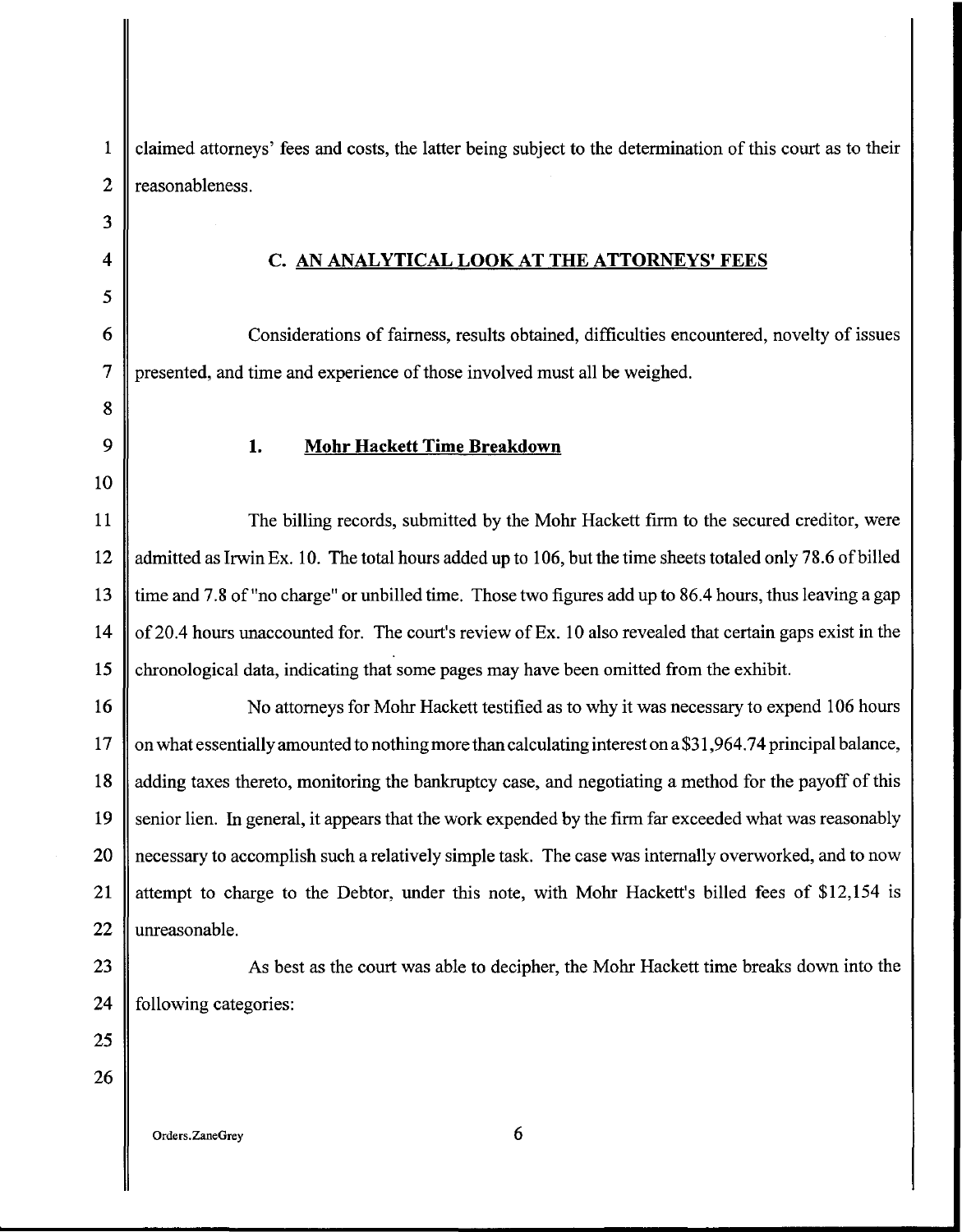claimed attorneys' fees and costs, the latter being subject to the determination of this court as to their reasonableness.

## C. AN ANALYTICAL LOOK AT THE ATTORNEYS' FEES

Considerations of fairness, results obtained, difficulties encountered, novelty of issues presented, and time and experience of those involved must all be weighed.

### 1. Mohr Hackett Time Breakdown

The billing records, submitted by the Mohr Hackett firm to the secured creditor, were admitted as Irwin Ex. 10. The total hours added up to 106, but the time sheets totaled only 78.6 of billed time and 7.8 of "no charge" or unbilled time. Those two figures add up to 86.4 hours, thus leaving a gap of 20.4 hours unaccounted for. The court's review of Ex. 10 also revealed that certain gaps exist in the chronological data, indicating that some pages may have been omitted from the exhibit.

No attorneys for Mohr Hackett testified as to why it was necessary to expend 106 hours on what essentially amounted to nothing more than calculating interest on a $31,964.74 principal balance, adding taxes thereto, monitoring the bankruptcy case, and negotiating a method for the payoff of this senior lien. In general, it appears that the work expended by the firm far exceeded what was reasonably necessary to accomplish such a relatively simple task. The case was internally overworked, and to now attempt to charge to the Debtor, under this note, with Mohr Hackett's billed fees of $12,154 is unreasonable.

As best as the court was able to decipher, the Mohr Hackett time breaks down into the following categories: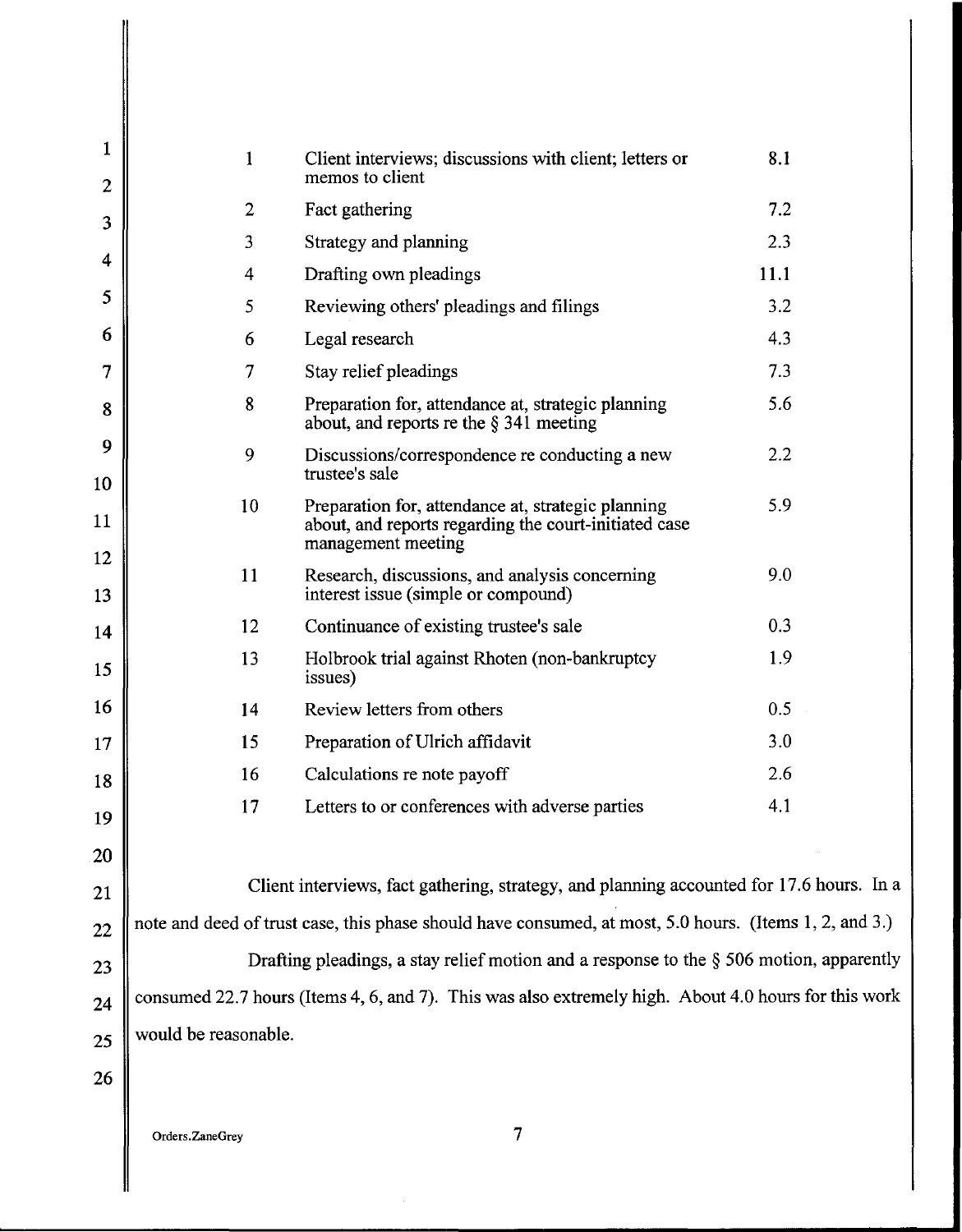| | | |
|---|---|---|
| 1 | Client interviews; discussions with client; letters or memos to client | 8.1 |
| 2 | Fact gathering | 7.2 |
| 3 | Strategy and planning | 2.3 |
| 4 | Drafting own pleadings | 11.1 |
| 5 | Reviewing others' pleadings and filings | 3.2 |
| 6 | Legal research | 4.3 |
| 7 | Stay relief pleadings | 7.3 |
| 8 | Preparation for, attendance at, strategic planning about, and reports re the § 341 meeting | 5.6 |
| 9 | Discussions/correspondence re conducting a new trustee's sale | 2.2 |
| 10 | Preparation for, attendance at, strategic planning about, and reports regarding the court-initiated case management meeting | 5.9 |
| 11 | Research, discussions, and analysis concerning interest issue (simple or compound) | 9.0 |
| 12 | Continuance of existing trustee's sale | 0.3 |
| 13 | Holbrook trial against Rhoten (non-bankruptcy issues) | 1.9 |
| 14 | Review letters from others | 0.5 |
| 15 | Preparation of Ulrich affidavit | 3.0 |
| 16 | Calculations re note payoff | 2.6 |
| 17 | Letters to or conferences with adverse parties | 4.1 |

Client interviews, fact gathering, strategy, and planning accounted for 17.6 hours. In a note and deed of trust case, this phase should have consumed, at most, 5.0 hours. (Items 1, 2, and 3.)

Drafting pleadings, a stay relief motion and a response to the § 506 motion, apparently consumed 22.7 hours (Items 4, 6, and 7). This was also extremely high. About 4.0 hours for this work would be reasonable.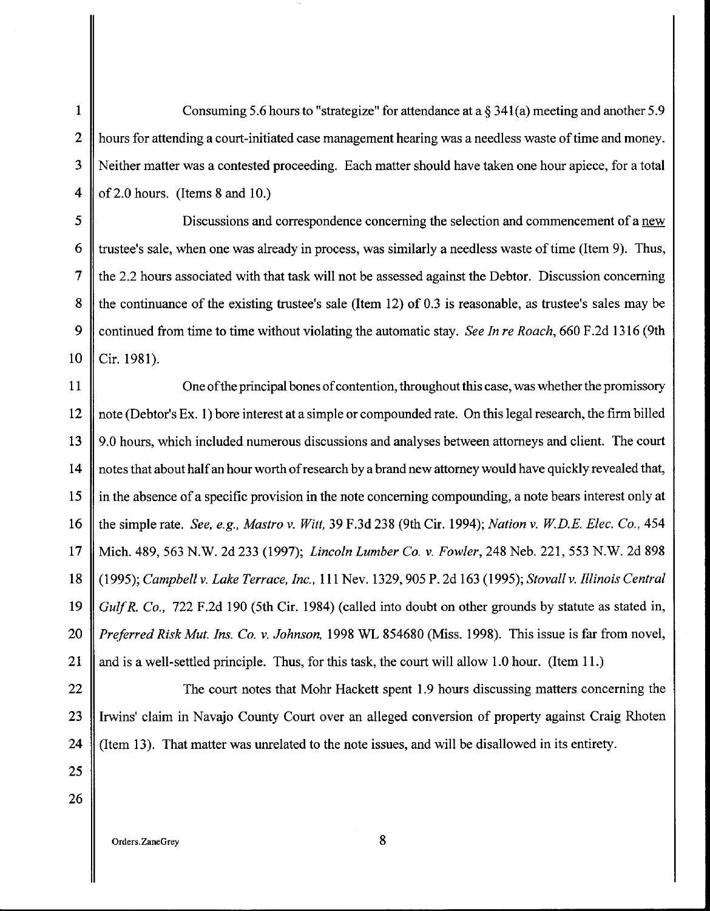Consuming 5.6 hours to "strategize" for attendance at a § 341(a) meeting and another 5.9 hours for attending a court-initiated case management hearing was a needless waste of time and money. Neither matter was a contested proceeding. Each matter should have taken one hour apiece, for a total of 2.0 hours. (Items 8 and 10.)

Discussions and correspondence concerning the selection and commencement of a new trustee's sale, when one was already in process, was similarly a needless waste of time (Item 9). Thus, the 2.2 hours associated with that task will not be assessed against the Debtor. Discussion concerning the continuance of the existing trustee's sale (Item 12) of 0.3 is reasonable, as trustee's sales may be continued from time to time without violating the automatic stay. *See In re Roach*, 660 F.2d 1316 (9th Cir. 1981).

One of the principal bones of contention, throughout this case, was whether the promissory note (Debtor's Ex. 1) bore interest at a simple or compounded rate. On this legal research, the firm billed 9.0 hours, which included numerous discussions and analyses between attorneys and client. The court notes that about half an hour worth of research by a brand new attorney would have quickly revealed that, in the absence of a specific provision in the note concerning compounding, a note bears interest only at the simple rate. *See, e.g., Mastro v. Witt,* 39 F.3d 238 (9th Cir. 1994); *Nation v. W.D.E. Elec. Co.*, 454 Mich. 489, 563 N.W. 2d 233 (1997); *Lincoln Lumber Co. v. Fowler*, 248 Neb. 221, 553 N.W. 2d 898 (1995); *Campbell v. Lake Terrace, Inc.*, 111 Nev. 1329, 905 P. 2d 163 (1995); *Stovall v. Illinois Central Gulf R. Co.,* 722 F.2d 190 (5th Cir. 1984) (called into doubt on other grounds by statute as stated in, *Preferred Risk Mut. Ins. Co. v. Johnson,* 1998 WL 854680 (Miss. 1998). This issue is far from novel, and is a well-settled principle. Thus, for this task, the court will allow 1.0 hour. (Item 11.)

The court notes that Mohr Hackett spent 1.9 hours discussing matters concerning the Irwins' claim in Navajo County Court over an alleged conversion of property against Craig Rhoten (Item 13). That matter was unrelated to the note issues, and will be disallowed in its entirety.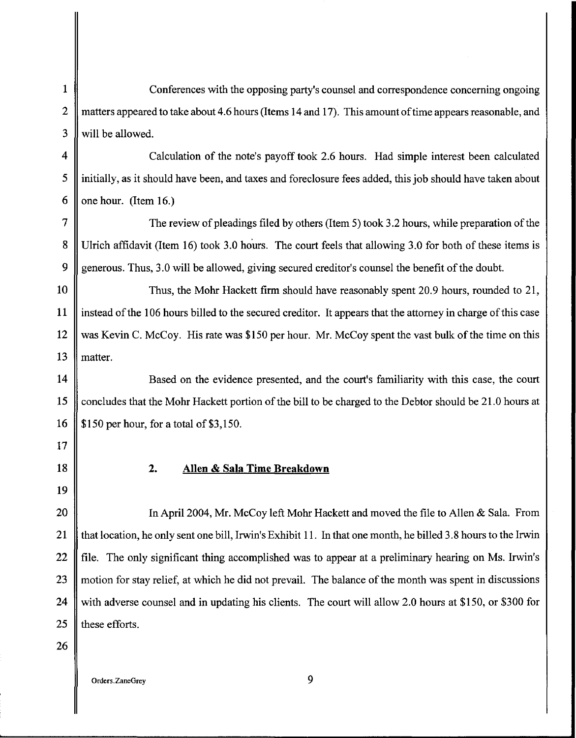Conferences with the opposing party's counsel and correspondence concerning ongoing matters appeared to take about 4.6 hours (Items 14 and 17). This amount of time appears reasonable, and will be allowed.

Calculation of the note's payoff took 2.6 hours. Had simple interest been calculated initially, as it should have been, and taxes and foreclosure fees added, this job should have taken about one hour. (Item 16.)

The review of pleadings filed by others (Item 5) took 3.2 hours, while preparation of the Ulrich affidavit (Item 16) took 3.0 hours. The court feels that allowing 3.0 for both of these items is generous. Thus, 3.0 will be allowed, giving secured creditor's counsel the benefit of the doubt.

Thus, the Mohr Hackett firm should have reasonably spent 20.9 hours, rounded to 21, instead of the 106 hours billed to the secured creditor. It appears that the attorney in charge of this case was Kevin C. McCoy. His rate was $150 per hour. Mr. McCoy spent the vast bulk of the time on this matter.

Based on the evidence presented, and the court's familiarity with this case, the court concludes that the Mohr Hackett portion of the bill to be charged to the Debtor should be 21.0 hours at $150 per hour, for a total of $3,150.

### 2. Allen & Sala Time Breakdown

In April 2004, Mr. McCoy left Mohr Hackett and moved the file to Allen & Sala. From that location, he only sent one bill, Irwin's Exhibit 11. In that one month, he billed 3.8 hours to the Irwin file. The only significant thing accomplished was to appear at a preliminary hearing on Ms. Irwin's motion for stay relief, at which he did not prevail. The balance of the month was spent in discussions with adverse counsel and in updating his clients. The court will allow 2.0 hours at $150, or $300 for these efforts.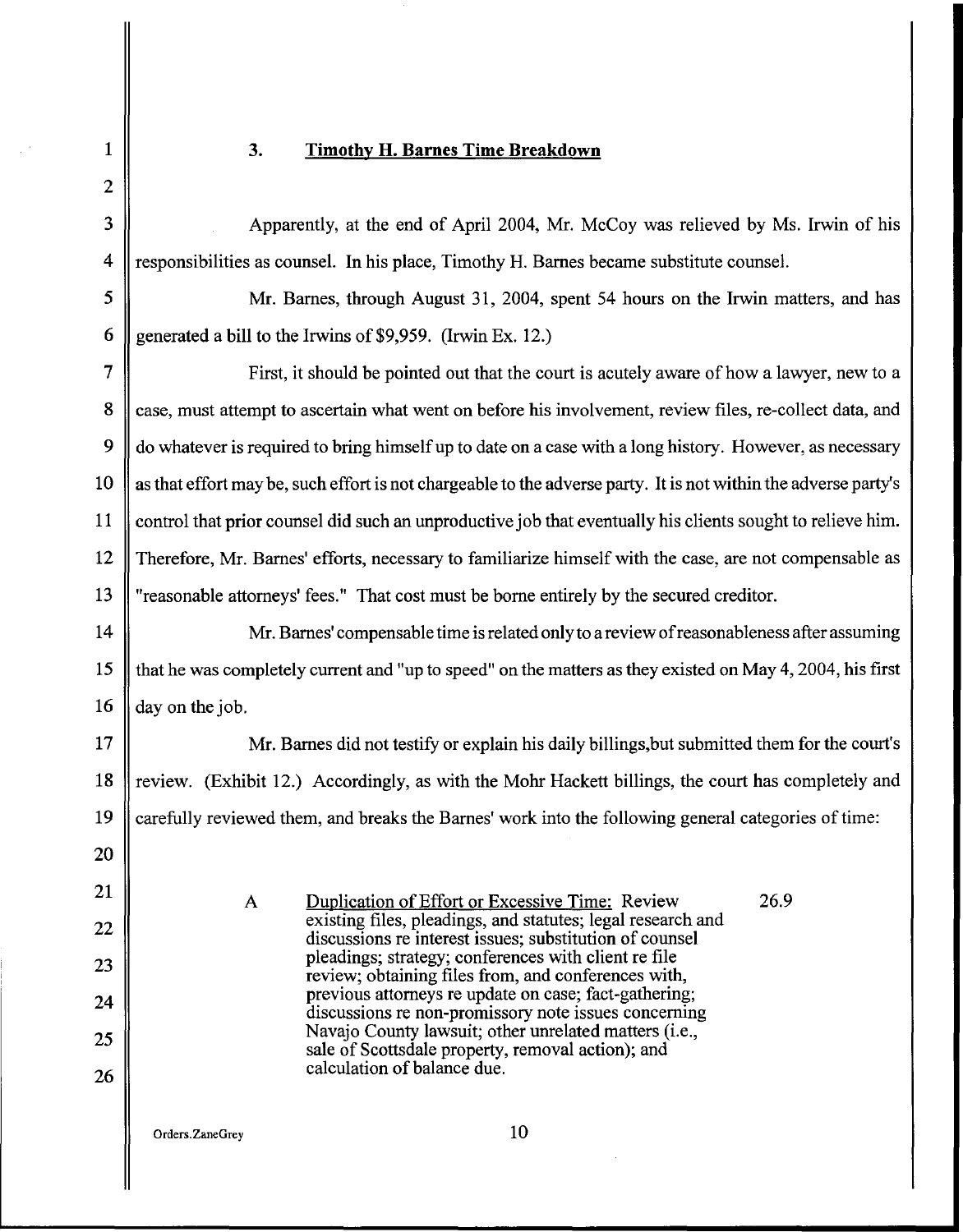### 3. Timothy H. Barnes Time Breakdown

Apparently, at the end of April 2004, Mr. McCoy was relieved by Ms. Irwin of his responsibilities as counsel. In his place, Timothy H. Barnes became substitute counsel.

Mr. Barnes, through August 31, 2004, spent 54 hours on the Irwin matters, and has generated a bill to the Irwins of $9,959. (Irwin Ex. 12.)

First, it should be pointed out that the court is acutely aware of how a lawyer, new to a case, must attempt to ascertain what went on before his involvement, review files, re-collect data, and do whatever is required to bring himself up to date on a case with a long history. However, as necessary as that effort may be, such effort is not chargeable to the adverse party. It is not within the adverse party's control that prior counsel did such an unproductive job that eventually his clients sought to relieve him. Therefore, Mr. Barnes' efforts, necessary to familiarize himself with the case, are not compensable as "reasonable attorneys' fees." That cost must be borne entirely by the secured creditor.

Mr. Barnes' compensable time is related only to a review of reasonableness after assuming that he was completely current and "up to speed" on the matters as they existed on May 4, 2004, his first day on the job.

Mr. Barnes did not testify or explain his daily billings,but submitted them for the court's review. (Exhibit 12.) Accordingly, as with the Mohr Hackett billings, the court has completely and carefully reviewed them, and breaks the Barnes' work into the following general categories of time:

| | | |
|---|---|---|
| A | Duplication of Effort or Excessive Time: Review existing files, pleadings, and statutes; legal research and discussions re interest issues; substitution of counsel pleadings; strategy; conferences with client re file review; obtaining files from, and conferences with, previous attorneys re update on case; fact-gathering; discussions re non-promissory note issues concerning Navajo County lawsuit; other unrelated matters (i.e., sale of Scottsdale property, removal action); and calculation of balance due. | 26.9 |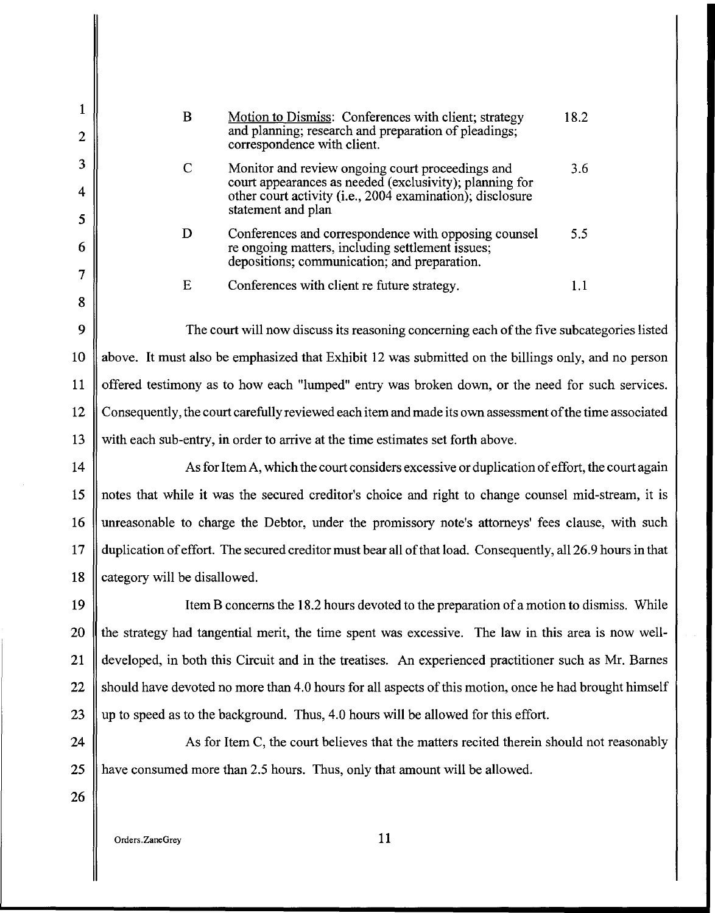| | | |
|---|---|---|
| B | Motion to Dismiss: Conferences with client; strategy and planning; research and preparation of pleadings; correspondence with client. | 18.2 |
| C | Monitor and review ongoing court proceedings and court appearances as needed (exclusivity); planning for other court activity (i.e., 2004 examination); disclosure statement and plan | 3.6 |
| D | Conferences and correspondence with opposing counsel re ongoing matters, including settlement issues; depositions; communication; and preparation. | 5.5 |
| E | Conferences with client re future strategy. | 1.1 |

The court will now discuss its reasoning concerning each of the five subcategories listed above. It must also be emphasized that Exhibit 12 was submitted on the billings only, and no person offered testimony as to how each "lumped" entry was broken down, or the need for such services. Consequently, the court carefully reviewed each item and made its own assessment of the time associated with each sub-entry, in order to arrive at the time estimates set forth above.

As for Item A, which the court considers excessive or duplication of effort, the court again notes that while it was the secured creditor's choice and right to change counsel mid-stream, it is unreasonable to charge the Debtor, under the promissory note's attorneys' fees clause, with such duplication of effort. The secured creditor must bear all of that load. Consequently, all 26.9 hours in that category will be disallowed.

Item B concerns the 18.2 hours devoted to the preparation of a motion to dismiss. While the strategy had tangential merit, the time spent was excessive. The law in this area is now well-developed, in both this Circuit and in the treatises. An experienced practitioner such as Mr. Barnes should have devoted no more than 4.0 hours for all aspects of this motion, once he had brought himself up to speed as to the background. Thus, 4.0 hours will be allowed for this effort.

As for Item C, the court believes that the matters recited therein should not reasonably have consumed more than 2.5 hours. Thus, only that amount will be allowed.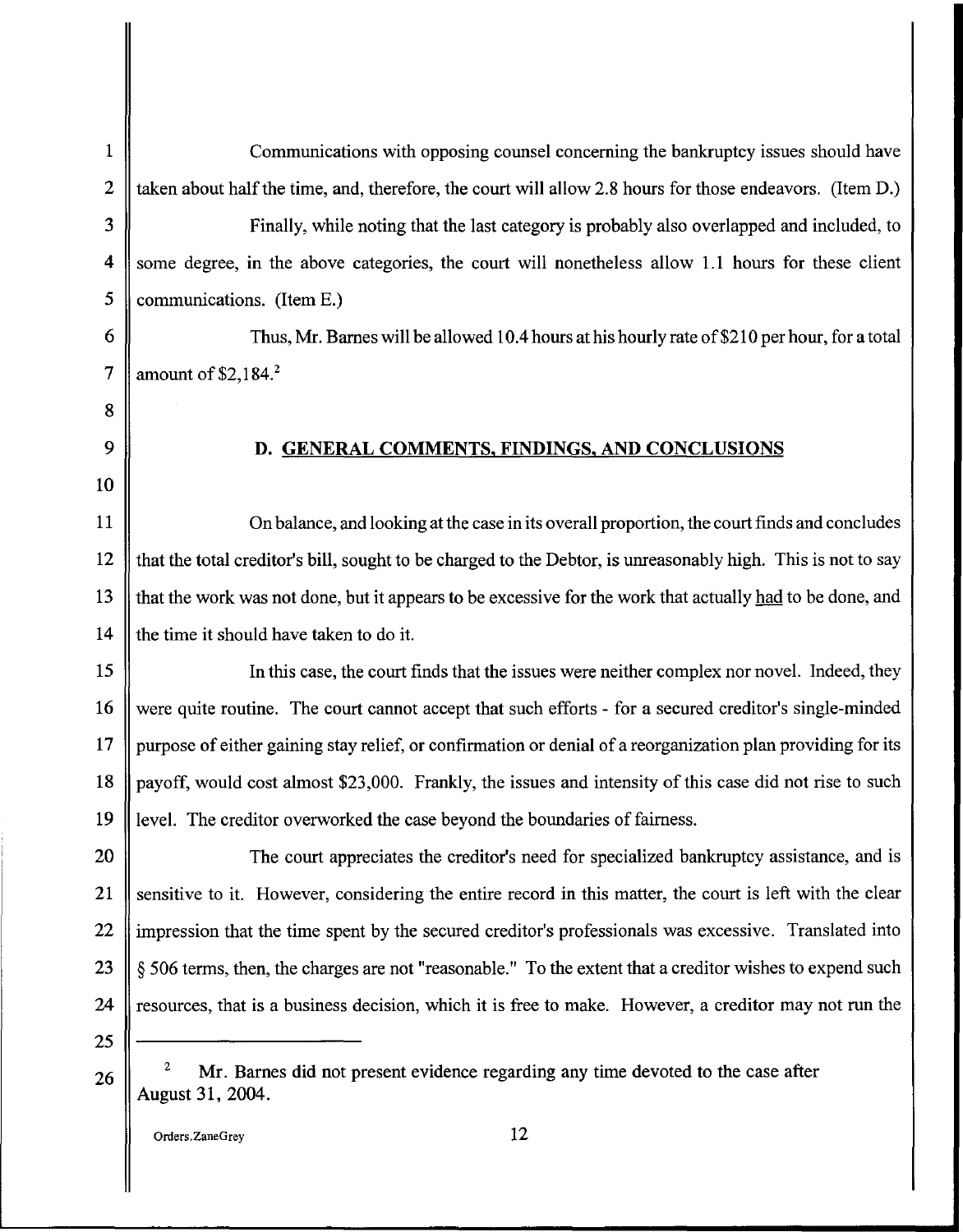Communications with opposing counsel concerning the bankruptcy issues should have taken about half the time, and, therefore, the court will allow 2.8 hours for those endeavors. (Item D.)

Finally, while noting that the last category is probably also overlapped and included, to some degree, in the above categories, the court will nonetheless allow 1.1 hours for these client communications. (Item E.)

Thus, Mr. Barnes will be allowed 10.4 hours at his hourly rate of $210 per hour, for a total amount of $2,184.[2]

## D. GENERAL COMMENTS, FINDINGS, AND CONCLUSIONS

On balance, and looking at the case in its overall proportion, the court finds and concludes that the total creditor's bill, sought to be charged to the Debtor, is unreasonably high. This is not to say that the work was not done, but it appears to be excessive for the work that actually had to be done, and the time it should have taken to do it.

In this case, the court finds that the issues were neither complex nor novel. Indeed, they were quite routine. The court cannot accept that such efforts - for a secured creditor's single-minded purpose of either gaining stay relief, or confirmation or denial of a reorganization plan providing for its payoff, would cost almost $23,000. Frankly, the issues and intensity of this case did not rise to such level. The creditor overworked the case beyond the boundaries of fairness.

The court appreciates the creditor's need for specialized bankruptcy assistance, and is sensitive to it. However, considering the entire record in this matter, the court is left with the clear impression that the time spent by the secured creditor's professionals was excessive. Translated into § 506 terms, then, the charges are not "reasonable." To the extent that a creditor wishes to expend such resources, that is a business decision, which it is free to make. However, a creditor may not run the

---

[2] Mr. Barnes did not present evidence regarding any time devoted to the case after August 31, 2004.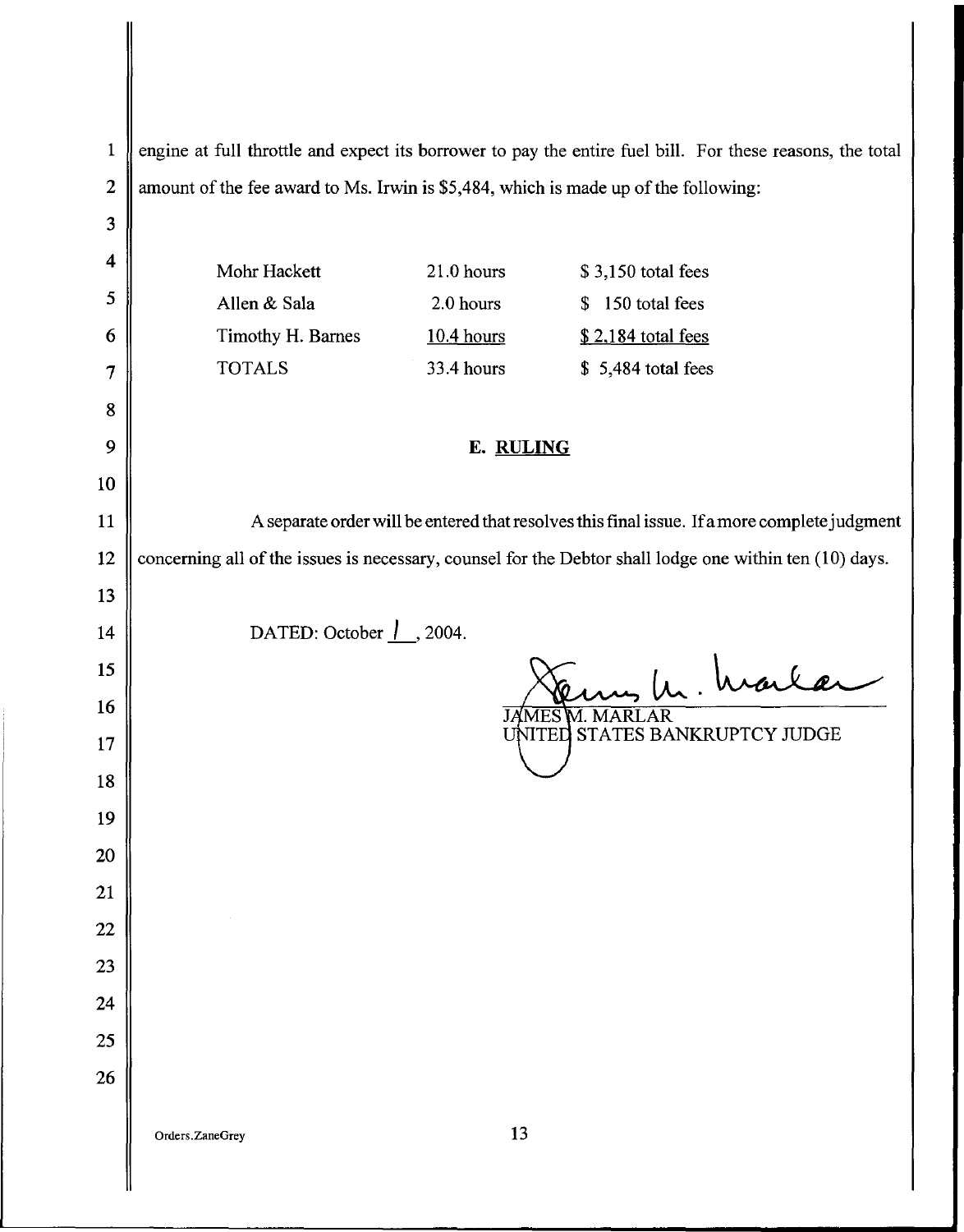engine at full throttle and expect its borrower to pay the entire fuel bill. For these reasons, the total amount of the fee award to Ms. Irwin is $5,484, which is made up of the following:

| | | |
|---|---|---|
| Mohr Hackett | 21.0 hours | $ 3,150 total fees |
| Allen & Sala | 2.0 hours | $ 150 total fees |
| Timothy H. Barnes | 10.4 hours | $ 2,184 total fees |
| TOTALS | 33.4 hours | $ 5,484 total fees |

## E. RULING

A separate order will be entered that resolves this final issue. If a more complete judgment concerning all of the issues is necessary, counsel for the Debtor shall lodge one within ten (10) days.

DATED: October 1, 2004.

JAMES M. MARLAR
UNITED STATES BANKRUPTCY JUDGE

Orders.ZaneGrey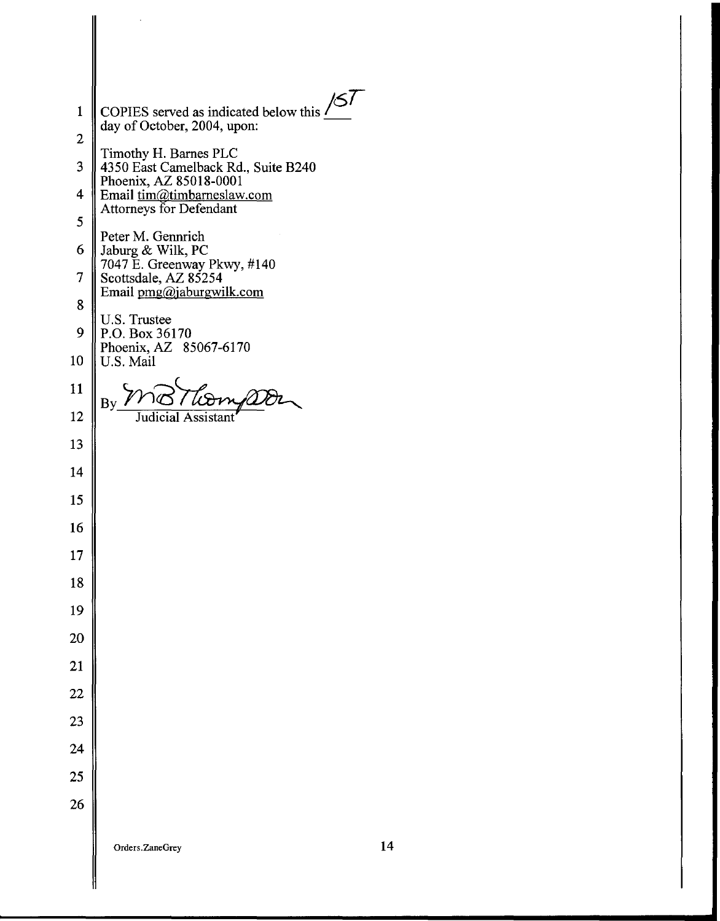COPIES served as indicated below this 1ST day of October, 2004, upon:

Timothy H. Barnes PLC
4350 East Camelback Rd., Suite B240
Phoenix, AZ 85018-0001
Email tim@timbarneslaw.com
Attorneys for Defendant

Peter M. Gennrich
Jaburg & Wilk, PC
7047 E. Greenway Pkwy, #140
Scottsdale, AZ 85254
Email pmg@jaburgwilk.com

U.S. Trustee
P.O. Box 36170
Phoenix, AZ 85067-6170
U.S. Mail

By MB Thompson
Judicial Assistant

Orders.ZaneGrey